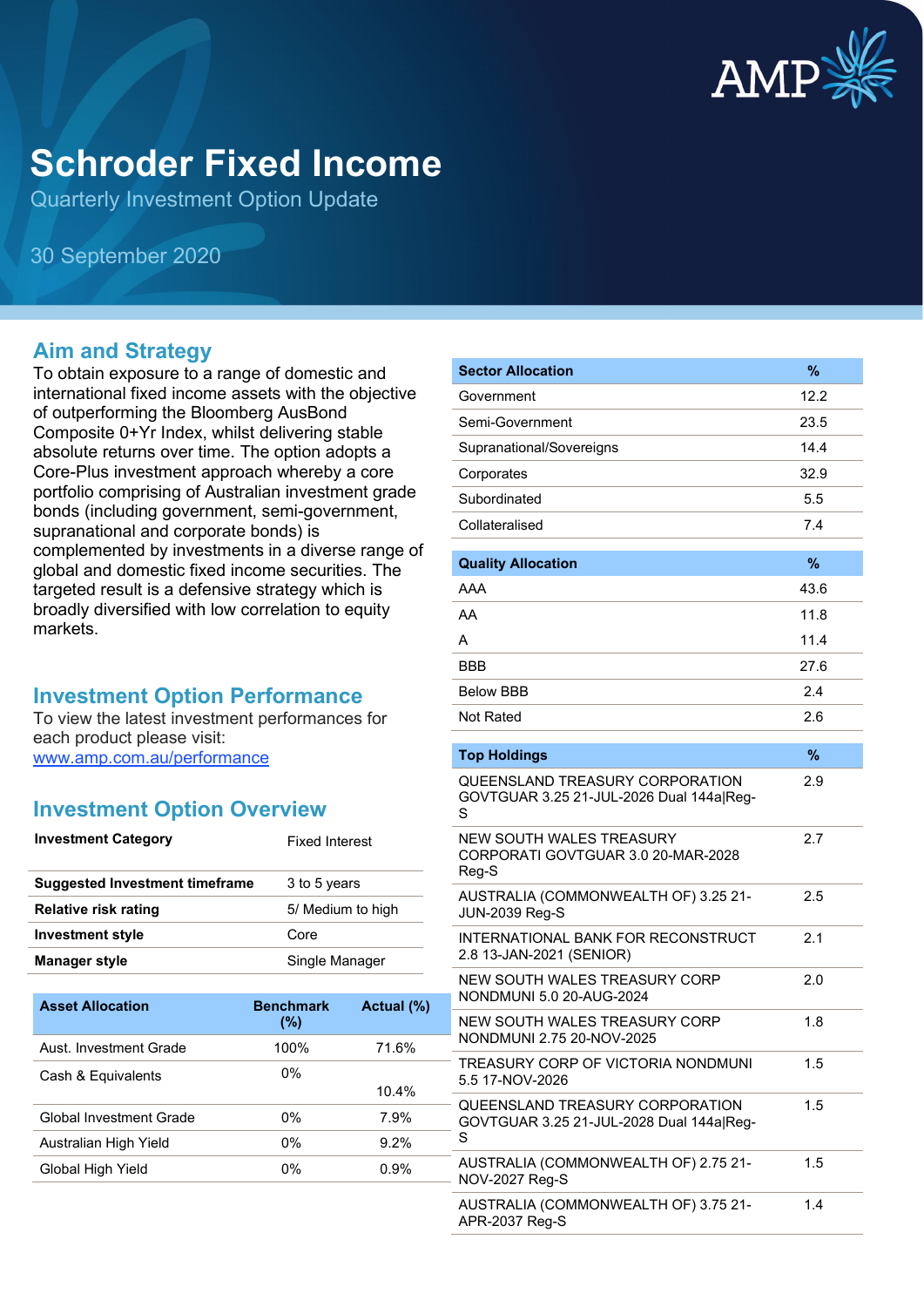# Schroder Fixed Income

Quarterly Investment Option Update

30 September 2020

## Aim and Strategy

To obtain exposure to a range of domestic and international fixed income assets with the objective of outperforming the Bloomberg AusBond Composite 0+Yr Index, whilst delivering stable absolute returns over time. The option adopts a Core-Plus investment approach whereby a core portfolio comprising of Australian investment grade bonds (including government, semi-government, supranational and corporate bonds) is complemented by investments in a diverse range of global and domestic fixed income securities. The targeted result is a defensive strategy which is broadly diversified with low correlation to equity markets.

## Investment Option Performance

To view the latest investment performances for each product please visit: [www.amp.com.au/performance](http://www.amp.com.au/performance)

## Investment Option Overview

| | |
|---|---|
| **Investment Category** | Fixed Interest |
| **Suggested Investment timeframe** | 3 to 5 years |
| **Relative risk rating** | 5/ Medium to high |
| **Investment style** | Core |
| **Manager style** | Single Manager |

| Asset Allocation | Benchmark (%) | Actual (%) |
|---|---|---|
| Aust. Investment Grade | 100% | 71.6% |
| Cash & Equivalents | 0% | 10.4% |
| Global Investment Grade | 0% | 7.9% |
| Australian High Yield | 0% | 9.2% |
| Global High Yield | 0% | 0.9% |

| Sector Allocation | % |
|---|---|
| Government | 12.2 |
| Semi-Government | 23.5 |
| Supranational/Sovereigns | 14.4 |
| Corporates | 32.9 |
| Subordinated | 5.5 |
| Collateralised | 7.4 |

| Quality Allocation | % |
|---|---|
| AAA | 43.6 |
| AA | 11.8 |
| A | 11.4 |
| BBB | 27.6 |
| Below BBB | 2.4 |
| Not Rated | 2.6 |

| Top Holdings | % |
|---|---|
| QUEENSLAND TREASURY CORPORATION GOVTGUAR 3.25 21-JUL-2026 Dual 144a\|Reg-S | 2.9 |
| NEW SOUTH WALES TREASURY CORPORATI GOVTGUAR 3.0 20-MAR-2028 Reg-S | 2.7 |
| AUSTRALIA (COMMONWEALTH OF) 3.25 21-JUN-2039 Reg-S | 2.5 |
| INTERNATIONAL BANK FOR RECONSTRUCT 2.8 13-JAN-2021 (SENIOR) | 2.1 |
| NEW SOUTH WALES TREASURY CORP NONDMUNI 5.0 20-AUG-2024 | 2.0 |
| NEW SOUTH WALES TREASURY CORP NONDMUNI 2.75 20-NOV-2025 | 1.8 |
| TREASURY CORP OF VICTORIA NONDMUNI 5.5 17-NOV-2026 | 1.5 |
| QUEENSLAND TREASURY CORPORATION GOVTGUAR 3.25 21-JUL-2028 Dual 144a\|Reg-S | 1.5 |
| AUSTRALIA (COMMONWEALTH OF) 2.75 21-NOV-2027 Reg-S | 1.5 |
| AUSTRALIA (COMMONWEALTH OF) 3.75 21-APR-2037 Reg-S | 1.4 |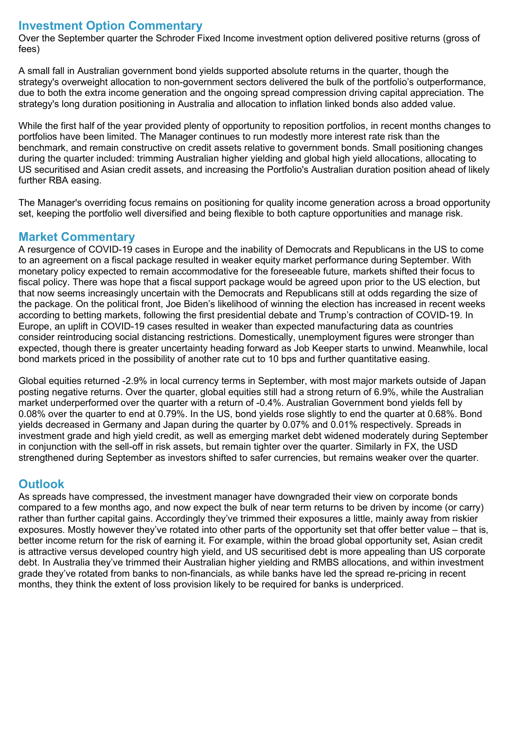## Investment Option Commentary

Over the September quarter the Schroder Fixed Income investment option delivered positive returns (gross of fees)

A small fall in Australian government bond yields supported absolute returns in the quarter, though the strategy's overweight allocation to non-government sectors delivered the bulk of the portfolio's outperformance, due to both the extra income generation and the ongoing spread compression driving capital appreciation. The strategy's long duration positioning in Australia and allocation to inflation linked bonds also added value.

While the first half of the year provided plenty of opportunity to reposition portfolios, in recent months changes to portfolios have been limited. The Manager continues to run modestly more interest rate risk than the benchmark, and remain constructive on credit assets relative to government bonds. Small positioning changes during the quarter included: trimming Australian higher yielding and global high yield allocations, allocating to US securitised and Asian credit assets, and increasing the Portfolio's Australian duration position ahead of likely further RBA easing.

The Manager's overriding focus remains on positioning for quality income generation across a broad opportunity set, keeping the portfolio well diversified and being flexible to both capture opportunities and manage risk.

## Market Commentary

A resurgence of COVID-19 cases in Europe and the inability of Democrats and Republicans in the US to come to an agreement on a fiscal package resulted in weaker equity market performance during September. With monetary policy expected to remain accommodative for the foreseeable future, markets shifted their focus to fiscal policy. There was hope that a fiscal support package would be agreed upon prior to the US election, but that now seems increasingly uncertain with the Democrats and Republicans still at odds regarding the size of the package. On the political front, Joe Biden's likelihood of winning the election has increased in recent weeks according to betting markets, following the first presidential debate and Trump's contraction of COVID-19. In Europe, an uplift in COVID-19 cases resulted in weaker than expected manufacturing data as countries consider reintroducing social distancing restrictions. Domestically, unemployment figures were stronger than expected, though there is greater uncertainty heading forward as Job Keeper starts to unwind. Meanwhile, local bond markets priced in the possibility of another rate cut to 10 bps and further quantitative easing.

Global equities returned -2.9% in local currency terms in September, with most major markets outside of Japan posting negative returns. Over the quarter, global equities still had a strong return of 6.9%, while the Australian market underperformed over the quarter with a return of -0.4%. Australian Government bond yields fell by 0.08% over the quarter to end at 0.79%. In the US, bond yields rose slightly to end the quarter at 0.68%. Bond yields decreased in Germany and Japan during the quarter by 0.07% and 0.01% respectively. Spreads in investment grade and high yield credit, as well as emerging market debt widened moderately during September in conjunction with the sell-off in risk assets, but remain tighter over the quarter. Similarly in FX, the USD strengthened during September as investors shifted to safer currencies, but remains weaker over the quarter.

## Outlook

As spreads have compressed, the investment manager have downgraded their view on corporate bonds compared to a few months ago, and now expect the bulk of near term returns to be driven by income (or carry) rather than further capital gains. Accordingly they've trimmed their exposures a little, mainly away from riskier exposures. Mostly however they've rotated into other parts of the opportunity set that offer better value – that is, better income return for the risk of earning it. For example, within the broad global opportunity set, Asian credit is attractive versus developed country high yield, and US securitised debt is more appealing than US corporate debt. In Australia they've trimmed their Australian higher yielding and RMBS allocations, and within investment grade they've rotated from banks to non-financials, as while banks have led the spread re-pricing in recent months, they think the extent of loss provision likely to be required for banks is underpriced.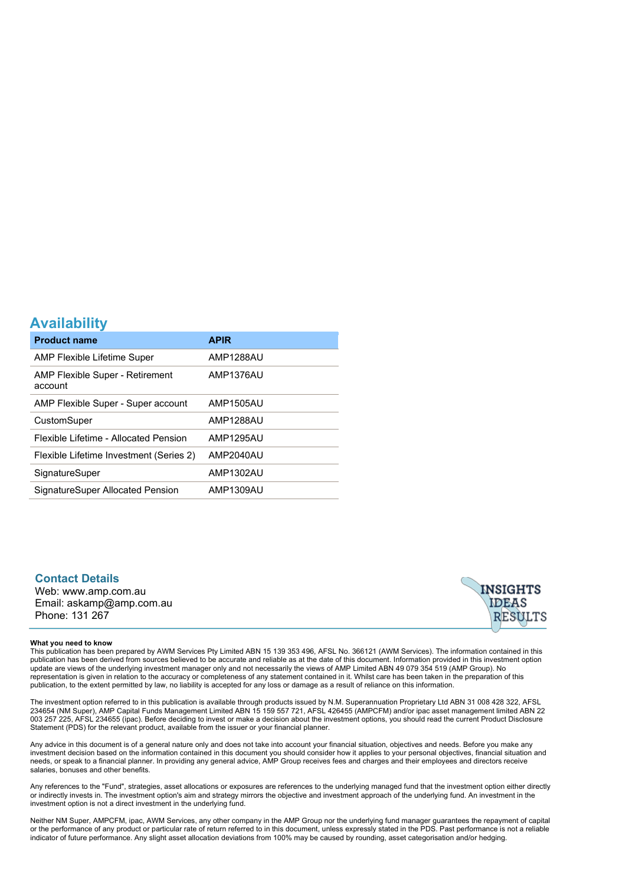## Availability

| Product name | APIR |
|---|---|
| AMP Flexible Lifetime Super | AMP1288AU |
| AMP Flexible Super - Retirement account | AMP1376AU |
| AMP Flexible Super - Super account | AMP1505AU |
| CustomSuper | AMP1288AU |
| Flexible Lifetime - Allocated Pension | AMP1295AU |
| Flexible Lifetime Investment (Series 2) | AMP2040AU |
| SignatureSuper | AMP1302AU |
| SignatureSuper Allocated Pension | AMP1309AU |

### Contact Details

Web: www.amp.com.au
Email: askamp@amp.com.au
Phone: 131 267

INSIGHTS
IDEAS
RESULTS

**What you need to know**

This publication has been prepared by AWM Services Pty Limited ABN 15 139 353 496, AFSL No. 366121 (AWM Services). The information contained in this publication has been derived from sources believed to be accurate and reliable as at the date of this document. Information provided in this investment option update are views of the underlying investment manager only and not necessarily the views of AMP Limited ABN 49 079 354 519 (AMP Group). No representation is given in relation to the accuracy or completeness of any statement contained in it. Whilst care has been taken in the preparation of this publication, to the extent permitted by law, no liability is accepted for any loss or damage as a result of reliance on this information.

The investment option referred to in this publication is available through products issued by N.M. Superannuation Proprietary Ltd ABN 31 008 428 322, AFSL 234654 (NM Super), AMP Capital Funds Management Limited ABN 15 159 557 721, AFSL 426455 (AMPCFM) and/or ipac asset management limited ABN 22 003 257 225, AFSL 234655 (ipac). Before deciding to invest or make a decision about the investment options, you should read the current Product Disclosure Statement (PDS) for the relevant product, available from the issuer or your financial planner.

Any advice in this document is of a general nature only and does not take into account your financial situation, objectives and needs. Before you make any investment decision based on the information contained in this document you should consider how it applies to your personal objectives, financial situation and needs, or speak to a financial planner. In providing any general advice, AMP Group receives fees and charges and their employees and directors receive salaries, bonuses and other benefits.

Any references to the "Fund", strategies, asset allocations or exposures are references to the underlying managed fund that the investment option either directly or indirectly invests in. The investment option's aim and strategy mirrors the objective and investment approach of the underlying fund. An investment in the investment option is not a direct investment in the underlying fund.

Neither NM Super, AMPCFM, ipac, AWM Services, any other company in the AMP Group nor the underlying fund manager guarantees the repayment of capital or the performance of any product or particular rate of return referred to in this document, unless expressly stated in the PDS. Past performance is not a reliable indicator of future performance. Any slight asset allocation deviations from 100% may be caused by rounding, asset categorisation and/or hedging.